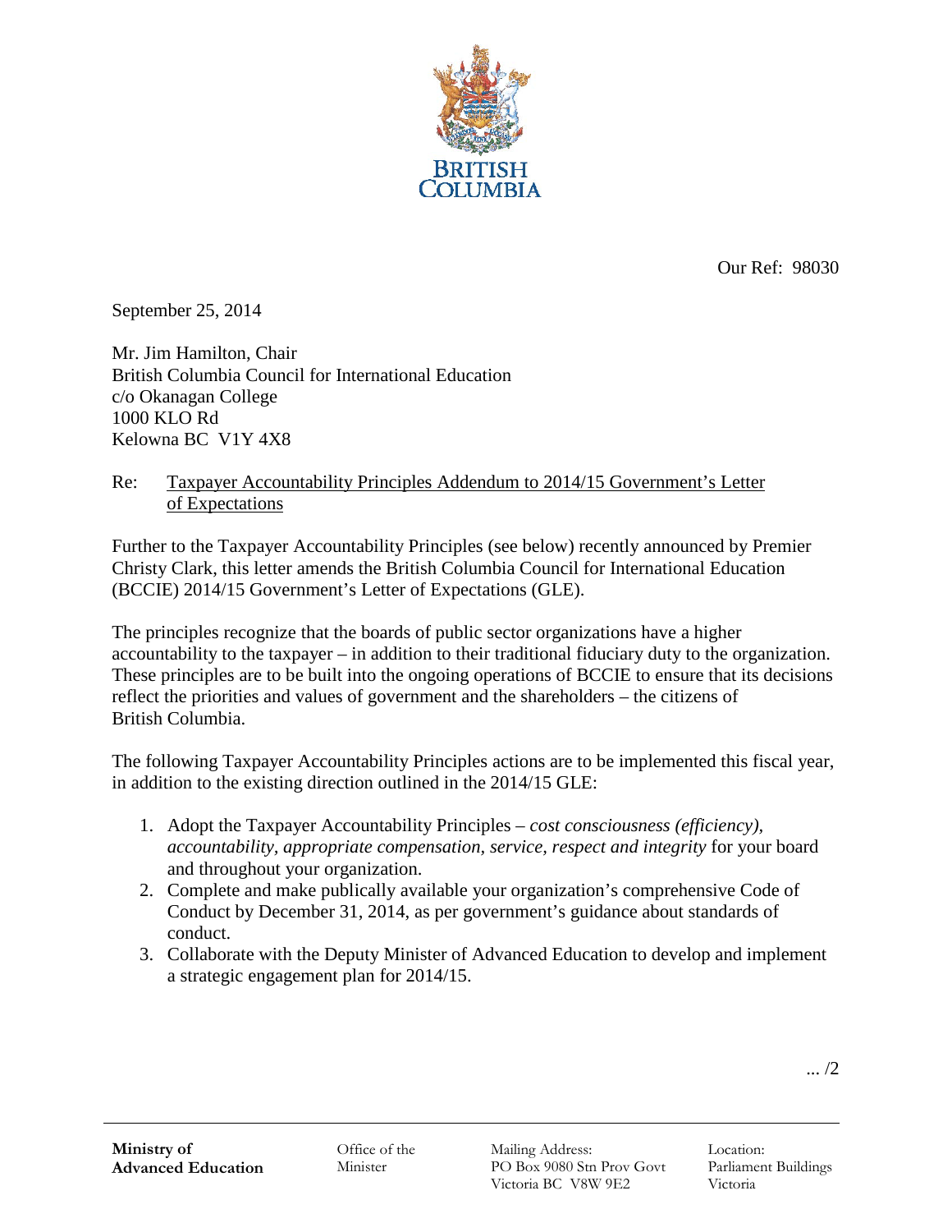BRITISH COLUMBIA

Our Ref: 98030

September 25, 2014

Mr. Jim Hamilton, Chair
British Columbia Council for International Education
c/o Okanagan College
1000 KLO Rd
Kelowna BC V1Y 4X8

Re: Taxpayer Accountability Principles Addendum to 2014/15 Government's Letter of Expectations

Further to the Taxpayer Accountability Principles (see below) recently announced by Premier Christy Clark, this letter amends the British Columbia Council for International Education (BCCIE) 2014/15 Government's Letter of Expectations (GLE).

The principles recognize that the boards of public sector organizations have a higher accountability to the taxpayer – in addition to their traditional fiduciary duty to the organization. These principles are to be built into the ongoing operations of BCCIE to ensure that its decisions reflect the priorities and values of government and the shareholders – the citizens of British Columbia.

The following Taxpayer Accountability Principles actions are to be implemented this fiscal year, in addition to the existing direction outlined in the 2014/15 GLE:

1. Adopt the Taxpayer Accountability Principles – *cost consciousness (efficiency), accountability, appropriate compensation, service, respect and integrity* for your board and throughout your organization.
2. Complete and make publically available your organization's comprehensive Code of Conduct by December 31, 2014, as per government's guidance about standards of conduct.
3. Collaborate with the Deputy Minister of Advanced Education to develop and implement a strategic engagement plan for 2014/15.

... /2

**Ministry of Advanced Education** | Office of the Minister | Mailing Address: PO Box 9080 Stn Prov Govt Victoria BC V8W 9E2 | Location: Parliament Buildings Victoria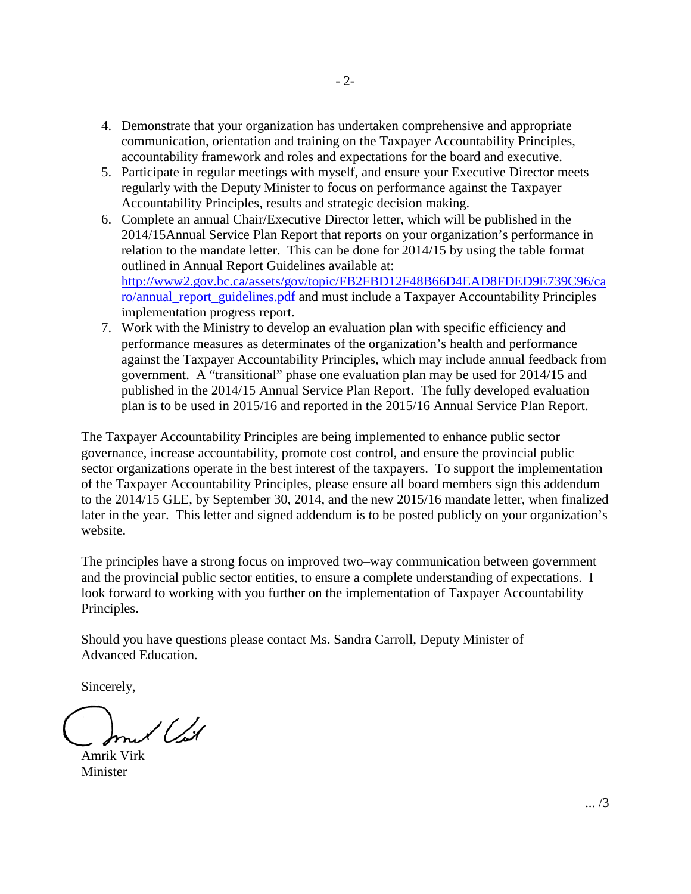4. Demonstrate that your organization has undertaken comprehensive and appropriate communication, orientation and training on the Taxpayer Accountability Principles, accountability framework and roles and expectations for the board and executive.
5. Participate in regular meetings with myself, and ensure your Executive Director meets regularly with the Deputy Minister to focus on performance against the Taxpayer Accountability Principles, results and strategic decision making.
6. Complete an annual Chair/Executive Director letter, which will be published in the 2014/15Annual Service Plan Report that reports on your organization's performance in relation to the mandate letter. This can be done for 2014/15 by using the table format outlined in Annual Report Guidelines available at: [http://www2.gov.bc.ca/assets/gov/topic/FB2FBD12F48B66D4EAD8FDED9E739C96/caro/annual_report_guidelines.pdf](http://www2.gov.bc.ca/assets/gov/topic/FB2FBD12F48B66D4EAD8FDED9E739C96/caro/annual_report_guidelines.pdf) and must include a Taxpayer Accountability Principles implementation progress report.
7. Work with the Ministry to develop an evaluation plan with specific efficiency and performance measures as determinates of the organization's health and performance against the Taxpayer Accountability Principles, which may include annual feedback from government. A "transitional" phase one evaluation plan may be used for 2014/15 and published in the 2014/15 Annual Service Plan Report. The fully developed evaluation plan is to be used in 2015/16 and reported in the 2015/16 Annual Service Plan Report.

The Taxpayer Accountability Principles are being implemented to enhance public sector governance, increase accountability, promote cost control, and ensure the provincial public sector organizations operate in the best interest of the taxpayers. To support the implementation of the Taxpayer Accountability Principles, please ensure all board members sign this addendum to the 2014/15 GLE, by September 30, 2014, and the new 2015/16 mandate letter, when finalized later in the year. This letter and signed addendum is to be posted publicly on your organization's website.

The principles have a strong focus on improved two–way communication between government and the provincial public sector entities, to ensure a complete understanding of expectations. I look forward to working with you further on the implementation of Taxpayer Accountability Principles.

Should you have questions please contact Ms. Sandra Carroll, Deputy Minister of Advanced Education.

Sincerely,

Amrik Virk
Minister

... /3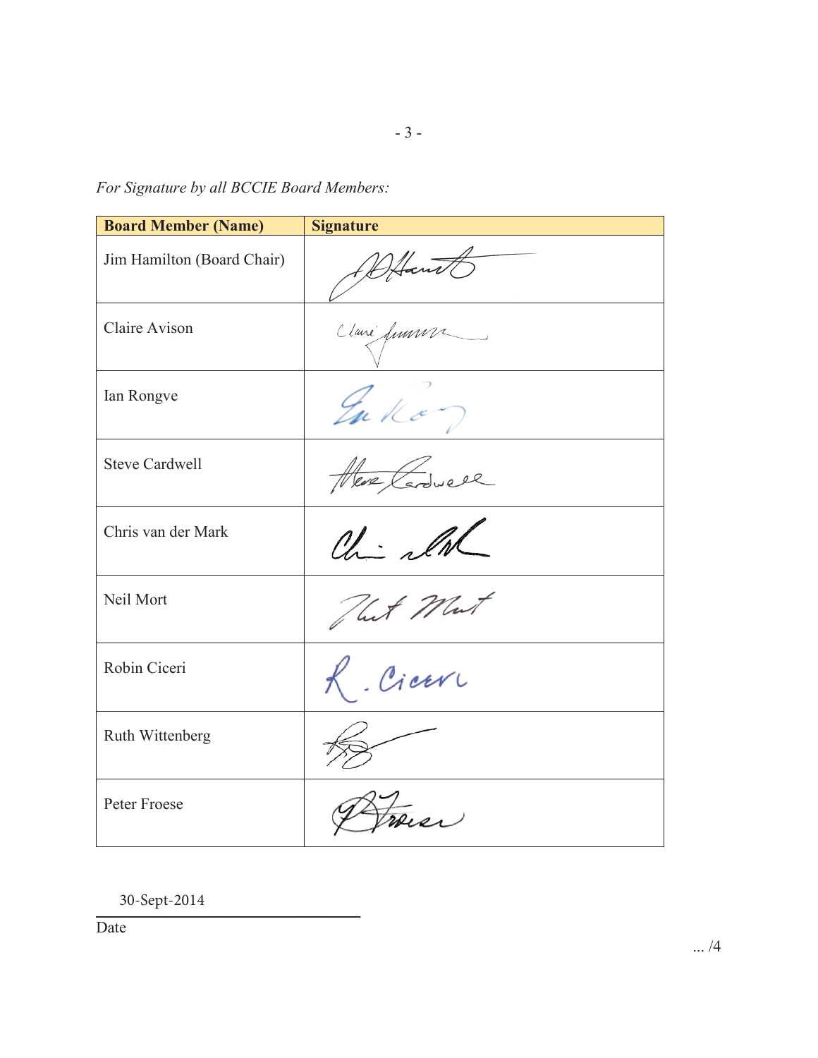*For Signature by all BCCIE Board Members:*

| Board Member (Name) | Signature |
|---|---|
| Jim Hamilton (Board Chair) | |
| Claire Avison | |
| Ian Rongve | |
| Steve Cardwell | |
| Chris van der Mark | |
| Neil Mort | |
| Robin Ciceri | |
| Ruth Wittenberg | |
| Peter Froese | |

30-Sept-2014

Date

... /4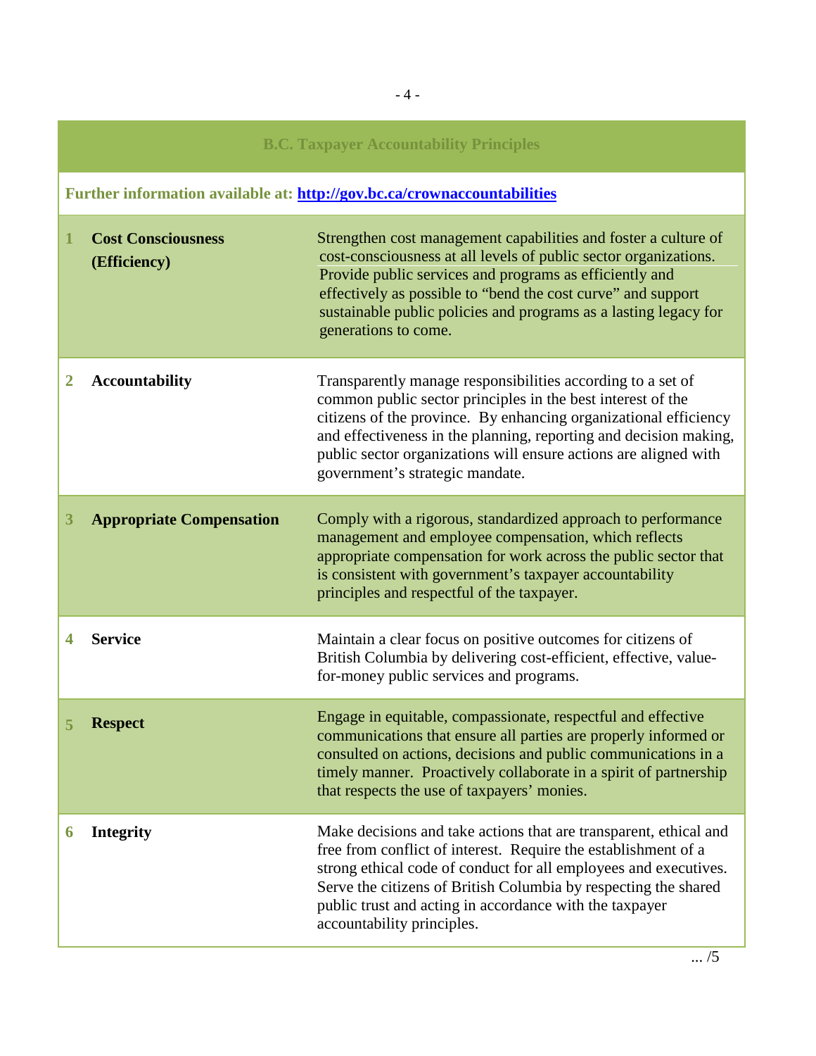| B.C. Taxpayer Accountability Principles | | |
|---|---|---|
| **Further information available at: [http://gov.bc.ca/crownaccountabilities](http://gov.bc.ca/crownaccountabilities)** | | |
| 1 | **Cost Consciousness (Efficiency)** | Strengthen cost management capabilities and foster a culture of cost-consciousness at all levels of public sector organizations. Provide public services and programs as efficiently and effectively as possible to "bend the cost curve" and support sustainable public policies and programs as a lasting legacy for generations to come. |
| 2 | **Accountability** | Transparently manage responsibilities according to a set of common public sector principles in the best interest of the citizens of the province. By enhancing organizational efficiency and effectiveness in the planning, reporting and decision making, public sector organizations will ensure actions are aligned with government's strategic mandate. |
| 3 | **Appropriate Compensation** | Comply with a rigorous, standardized approach to performance management and employee compensation, which reflects appropriate compensation for work across the public sector that is consistent with government's taxpayer accountability principles and respectful of the taxpayer. |
| 4 | **Service** | Maintain a clear focus on positive outcomes for citizens of British Columbia by delivering cost-efficient, effective, value-for-money public services and programs. |
| 5 | **Respect** | Engage in equitable, compassionate, respectful and effective communications that ensure all parties are properly informed or consulted on actions, decisions and public communications in a timely manner. Proactively collaborate in a spirit of partnership that respects the use of taxpayers' monies. |
| 6 | **Integrity** | Make decisions and take actions that are transparent, ethical and free from conflict of interest. Require the establishment of a strong ethical code of conduct for all employees and executives. Serve the citizens of British Columbia by respecting the shared public trust and acting in accordance with the taxpayer accountability principles. |

... /5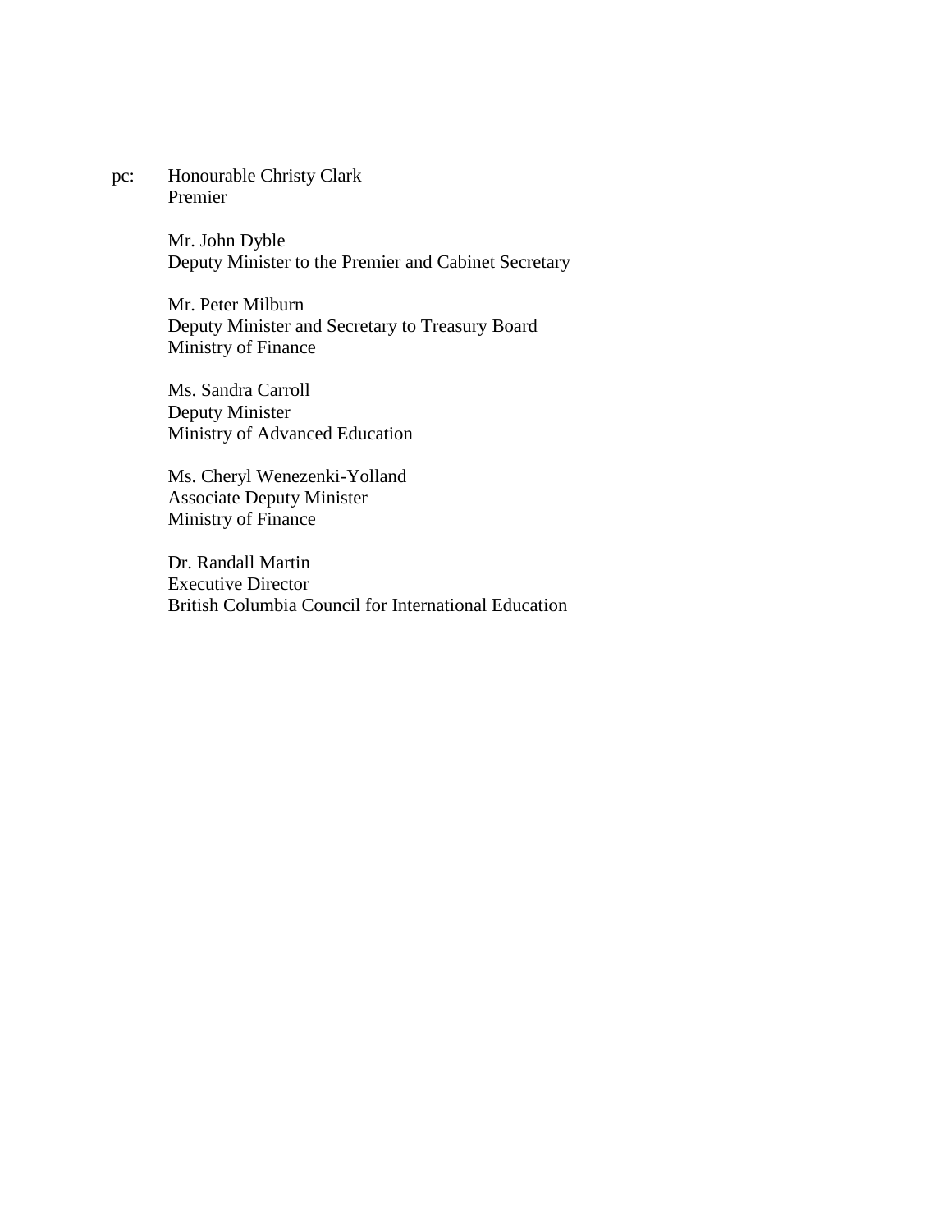pc: Honourable Christy Clark
Premier

Mr. John Dyble
Deputy Minister to the Premier and Cabinet Secretary

Mr. Peter Milburn
Deputy Minister and Secretary to Treasury Board
Ministry of Finance

Ms. Sandra Carroll
Deputy Minister
Ministry of Advanced Education

Ms. Cheryl Wenezenki-Yolland
Associate Deputy Minister
Ministry of Finance

Dr. Randall Martin
Executive Director
British Columbia Council for International Education